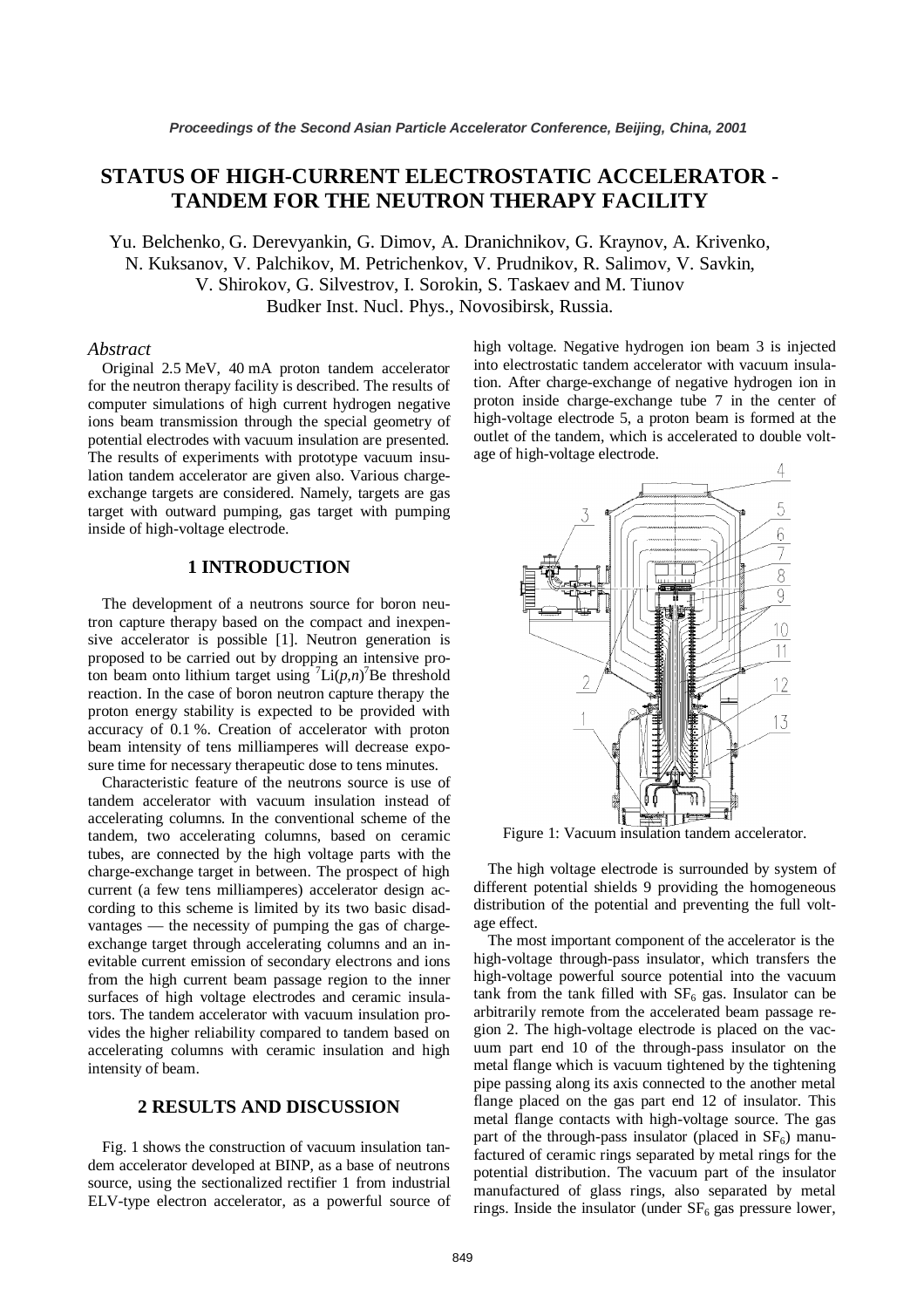# STATUS OF HIGH-CURRENT ELECTROSTATIC ACCELERATOR - TANDEM FOR THE NEUTRON THERAPY FACILITY

Yu. Belchenko, G. Derevyankin, G. Dimov, A. Dranichnikov, G. Kraynov, A. Krivenko, N. Kuksanov, V. Palchikov, M. Petrichenkov, V. Prudnikov, R. Salimov, V. Savkin, V. Shirokov, G. Silvestrov, I. Sorokin, S. Taskaev and M. Tiunov
Budker Inst. Nucl. Phys., Novosibirsk, Russia.

## *Abstract*

Original 2.5 MeV, 40 mA proton tandem accelerator for the neutron therapy facility is described. The results of computer simulations of high current hydrogen negative ions beam transmission through the special geometry of potential electrodes with vacuum insulation are presented. The results of experiments with prototype vacuum insulation tandem accelerator are given also. Various charge-exchange targets are considered. Namely, targets are gas target with outward pumping, gas target with pumping inside of high-voltage electrode.

## 1 INTRODUCTION

The development of a neutrons source for boron neutron capture therapy based on the compact and inexpensive accelerator is possible [1]. Neutron generation is proposed to be carried out by dropping an intensive proton beam onto lithium target using $^{7}$Li$(p,n)^{7}$Be threshold reaction. In the case of boron neutron capture therapy the proton energy stability is expected to be provided with accuracy of 0.1 %. Creation of accelerator with proton beam intensity of tens milliamperes will decrease exposure time for necessary therapeutic dose to tens minutes.

Characteristic feature of the neutrons source is use of tandem accelerator with vacuum insulation instead of accelerating columns. In the conventional scheme of the tandem, two accelerating columns, based on ceramic tubes, are connected by the high voltage parts with the charge-exchange target in between. The prospect of high current (a few tens milliamperes) accelerator design according to this scheme is limited by its two basic disadvantages — the necessity of pumping the gas of charge-exchange target through accelerating columns and an inevitable current emission of secondary electrons and ions from the high current beam passage region to the inner surfaces of high voltage electrodes and ceramic insulators. The tandem accelerator with vacuum insulation provides the higher reliability compared to tandem based on accelerating columns with ceramic insulation and high intensity of beam.

## 2 RESULTS AND DISCUSSION

Fig. 1 shows the construction of vacuum insulation tandem accelerator developed at BINP, as a base of neutrons source, using the sectionalized rectifier 1 from industrial ELV-type electron accelerator, as a powerful source of high voltage. Negative hydrogen ion beam 3 is injected into electrostatic tandem accelerator with vacuum insulation. After charge-exchange of negative hydrogen ion in proton inside charge-exchange tube 7 in the center of high-voltage electrode 5, a proton beam is formed at the outlet of the tandem, which is accelerated to double voltage of high-voltage electrode.

Figure 1: Vacuum insulation tandem accelerator.

The high voltage electrode is surrounded by system of different potential shields 9 providing the homogeneous distribution of the potential and preventing the full voltage effect.

The most important component of the accelerator is the high-voltage through-pass insulator, which transfers the high-voltage powerful source potential into the vacuum tank from the tank filled with $SF_6$ gas. Insulator can be arbitrarily remote from the accelerated beam passage region 2. The high-voltage electrode is placed on the vacuum part end 10 of the through-pass insulator on the metal flange which is vacuum tightened by the tightening pipe passing along its axis connected to the another metal flange placed on the gas part end 12 of insulator. This metal flange contacts with high-voltage source. The gas part of the through-pass insulator (placed in $SF_6$) manufactured of ceramic rings separated by metal rings for the potential distribution. The vacuum part of the insulator manufactured of glass rings, also separated by metal rings. Inside the insulator (under $SF_6$ gas pressure lower,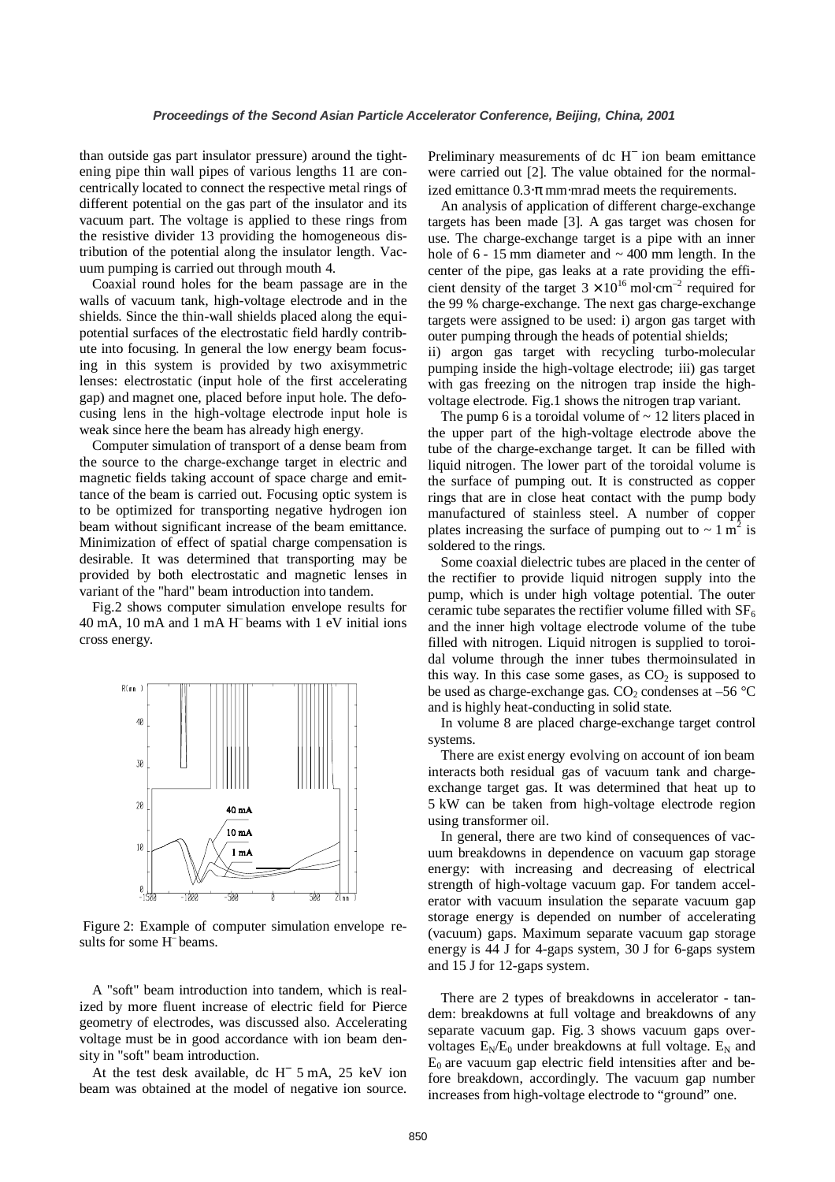than outside gas part insulator pressure) around the tightening pipe thin wall pipes of various lengths 11 are concentrically located to connect the respective metal rings of different potential on the gas part of the insulator and its vacuum part. The voltage is applied to these rings from the resistive divider 13 providing the homogeneous distribution of the potential along the insulator length. Vacuum pumping is carried out through mouth 4.

Coaxial round holes for the beam passage are in the walls of vacuum tank, high-voltage electrode and in the shields. Since the thin-wall shields placed along the equipotential surfaces of the electrostatic field hardly contribute into focusing. In general the low energy beam focusing in this system is provided by two axisymmetric lenses: electrostatic (input hole of the first accelerating gap) and magnet one, placed before input hole. The defocusing lens in the high-voltage electrode input hole is weak since here the beam has already high energy.

Computer simulation of transport of a dense beam from the source to the charge-exchange target in electric and magnetic fields taking account of space charge and emittance of the beam is carried out. Focusing optic system is to be optimized for transporting negative hydrogen ion beam without significant increase of the beam emittance. Minimization of effect of spatial charge compensation is desirable. It was determined that transporting may be provided by both electrostatic and magnetic lenses in variant of the "hard" beam introduction into tandem.

Fig.2 shows computer simulation envelope results for 40 mA, 10 mA and 1 mA $H^-$ beams with 1 eV initial ions cross energy.

Figure 2: Example of computer simulation envelope results for some $H^-$ beams.

A "soft" beam introduction into tandem, which is realized by more fluent increase of electric field for Pierce geometry of electrodes, was discussed also. Accelerating voltage must be in good accordance with ion beam density in "soft" beam introduction.

At the test desk available, dc $H^-$ 5 mA, 25 keV ion beam was obtained at the model of negative ion source. Preliminary measurements of dc $H^-$ ion beam emittance were carried out [2]. The value obtained for the normalized emittance $0.3 \cdot \pi$ mm·mrad meets the requirements.

An analysis of application of different charge-exchange targets has been made [3]. A gas target was chosen for use. The charge-exchange target is a pipe with an inner hole of 6 - 15 mm diameter and ~ 400 mm length. In the center of the pipe, gas leaks at a rate providing the efficient density of the target $3 \times 10^{16}$ mol·cm$^{-2}$ required for the 99 % charge-exchange. The next gas charge-exchange targets were assigned to be used: i) argon gas target with outer pumping through the heads of potential shields; ii) argon gas target with recycling turbo-molecular pumping inside the high-voltage electrode; iii) gas target with gas freezing on the nitrogen trap inside the high-voltage electrode. Fig.1 shows the nitrogen trap variant.

The pump 6 is a toroidal volume of ~ 12 liters placed in the upper part of the high-voltage electrode above the tube of the charge-exchange target. It can be filled with liquid nitrogen. The lower part of the toroidal volume is the surface of pumping out. It is constructed as copper rings that are in close heat contact with the pump body manufactured of stainless steel. A number of copper plates increasing the surface of pumping out to ~ 1 m$^2$ is soldered to the rings.

Some coaxial dielectric tubes are placed in the center of the rectifier to provide liquid nitrogen supply into the pump, which is under high voltage potential. The outer ceramic tube separates the rectifier volume filled with $SF_6$ and the inner high voltage electrode volume of the tube filled with nitrogen. Liquid nitrogen is supplied to toroidal volume through the inner tubes thermoinsulated in this way. In this case some gases, as $CO_2$ is supposed to be used as charge-exchange gas. $CO_2$ condenses at –56 °C and is highly heat-conducting in solid state.

In volume 8 are placed charge-exchange target control systems.

There are exist energy evolving on account of ion beam interacts both residual gas of vacuum tank and charge-exchange target gas. It was determined that heat up to 5 kW can be taken from high-voltage electrode region using transformer oil.

In general, there are two kind of consequences of vacuum breakdowns in dependence on vacuum gap storage energy: with increasing and decreasing of electrical strength of high-voltage vacuum gap. For tandem accelerator with vacuum insulation the separate vacuum gap storage energy is depended on number of accelerating (vacuum) gaps. Maximum separate vacuum gap storage energy is 44 J for 4-gaps system, 30 J for 6-gaps system and 15 J for 12-gaps system.

There are 2 types of breakdowns in accelerator - tandem: breakdowns at full voltage and breakdowns of any separate vacuum gap. Fig. 3 shows vacuum gaps overvoltages $E_N/E_0$ under breakdowns at full voltage. $E_N$ and $E_0$ are vacuum gap electric field intensities after and before breakdown, accordingly. The vacuum gap number increases from high-voltage electrode to "ground" one.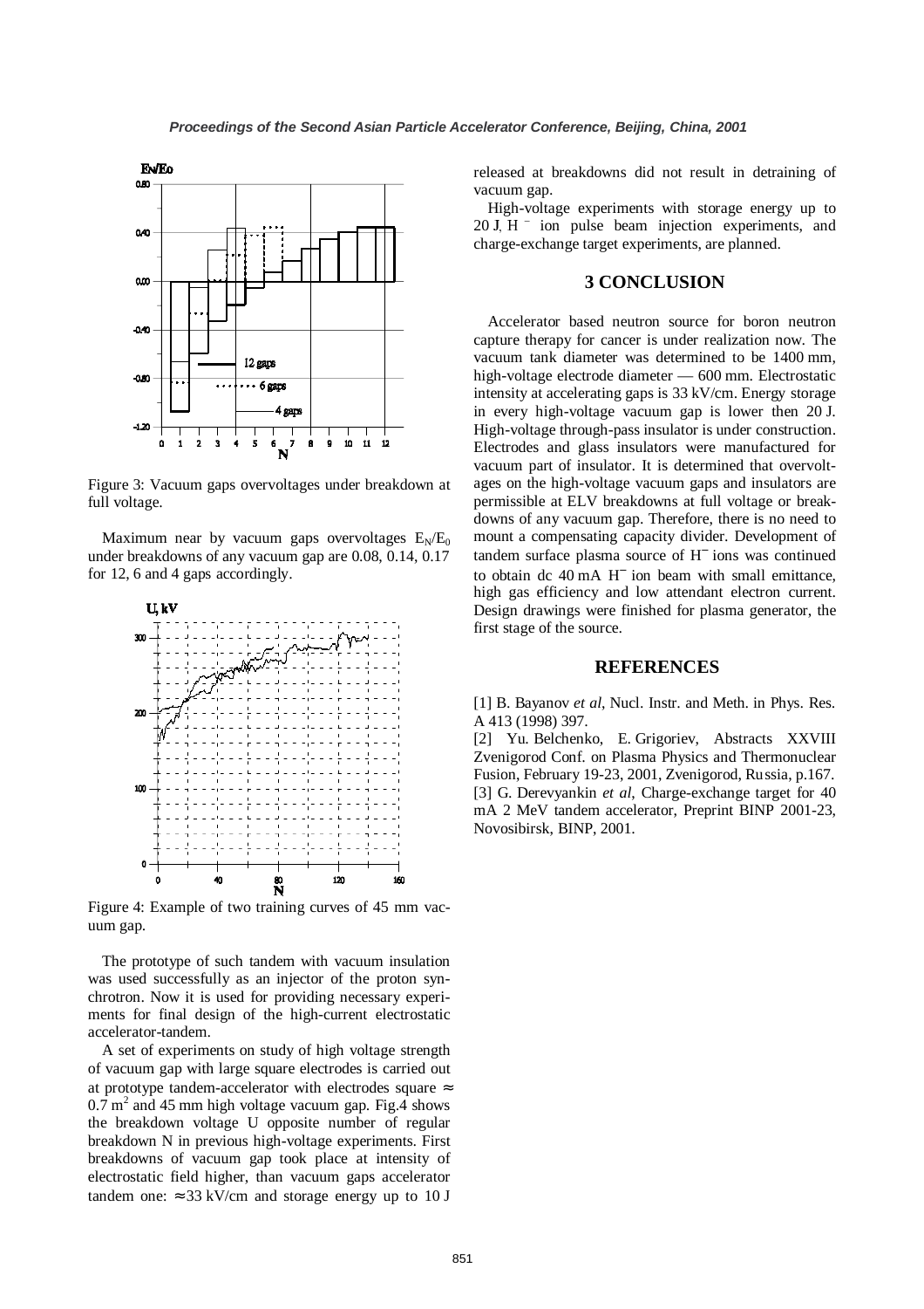En/Eo

0.80
0.40
0.00
-0.40
-0.80
-1.20

0 1 2 3 4 5 6 7 8 9 10 11 12

N

12 gaps
6 gaps
4 gaps

Figure 3: Vacuum gaps overvoltages under breakdown at full voltage.

Maximum near by vacuum gaps overvoltages $E_N/E_0$ under breakdowns of any vacuum gap are 0.08, 0.14, 0.17 for 12, 6 and 4 gaps accordingly.

U, kV

300
200
100
0

0 40 80 120 160

N

Figure 4: Example of two training curves of 45 mm vacuum gap.

The prototype of such tandem with vacuum insulation was used successfully as an injector of the proton synchrotron. Now it is used for providing necessary experiments for final design of the high-current electrostatic accelerator-tandem.

A set of experiments on study of high voltage strength of vacuum gap with large square electrodes is carried out at prototype tandem-accelerator with electrodes square ≈ 0.7 m$^2$ and 45 mm high voltage vacuum gap. Fig.4 shows the breakdown voltage U opposite number of regular breakdown N in previous high-voltage experiments. First breakdowns of vacuum gap took place at intensity of electrostatic field higher, than vacuum gaps accelerator tandem one: ≈ 33 kV/cm and storage energy up to 10 J released at breakdowns did not result in detraining of vacuum gap.

High-voltage experiments with storage energy up to 20 J, $H^-$ ion pulse beam injection experiments, and charge-exchange target experiments, are planned.

## 3 CONCLUSION

Accelerator based neutron source for boron neutron capture therapy for cancer is under realization now. The vacuum tank diameter was determined to be 1400 mm, high-voltage electrode diameter — 600 mm. Electrostatic intensity at accelerating gaps is 33 kV/cm. Energy storage in every high-voltage vacuum gap is lower then 20 J. High-voltage through-pass insulator is under construction. Electrodes and glass insulators were manufactured for vacuum part of insulator. It is determined that overvoltages on the high-voltage vacuum gaps and insulators are permissible at ELV breakdowns at full voltage or breakdowns of any vacuum gap. Therefore, there is no need to mount a compensating capacity divider. Development of tandem surface plasma source of $H^-$ ions was continued to obtain dc 40 mA $H^-$ ion beam with small emittance, high gas efficiency and low attendant electron current. Design drawings were finished for plasma generator, the first stage of the source.

## REFERENCES

[1] B. Bayanov *et al*, Nucl. Instr. and Meth. in Phys. Res. A 413 (1998) 397.

[2] Yu. Belchenko, E. Grigoriev, Abstracts XXVIII Zvenigorod Conf. on Plasma Physics and Thermonuclear Fusion, February 19-23, 2001, Zvenigorod, Russia, p.167.

[3] G. Derevyankin *et al*, Charge-exchange target for 40 mA 2 MeV tandem accelerator, Preprint BINP 2001-23, Novosibirsk, BINP, 2001.